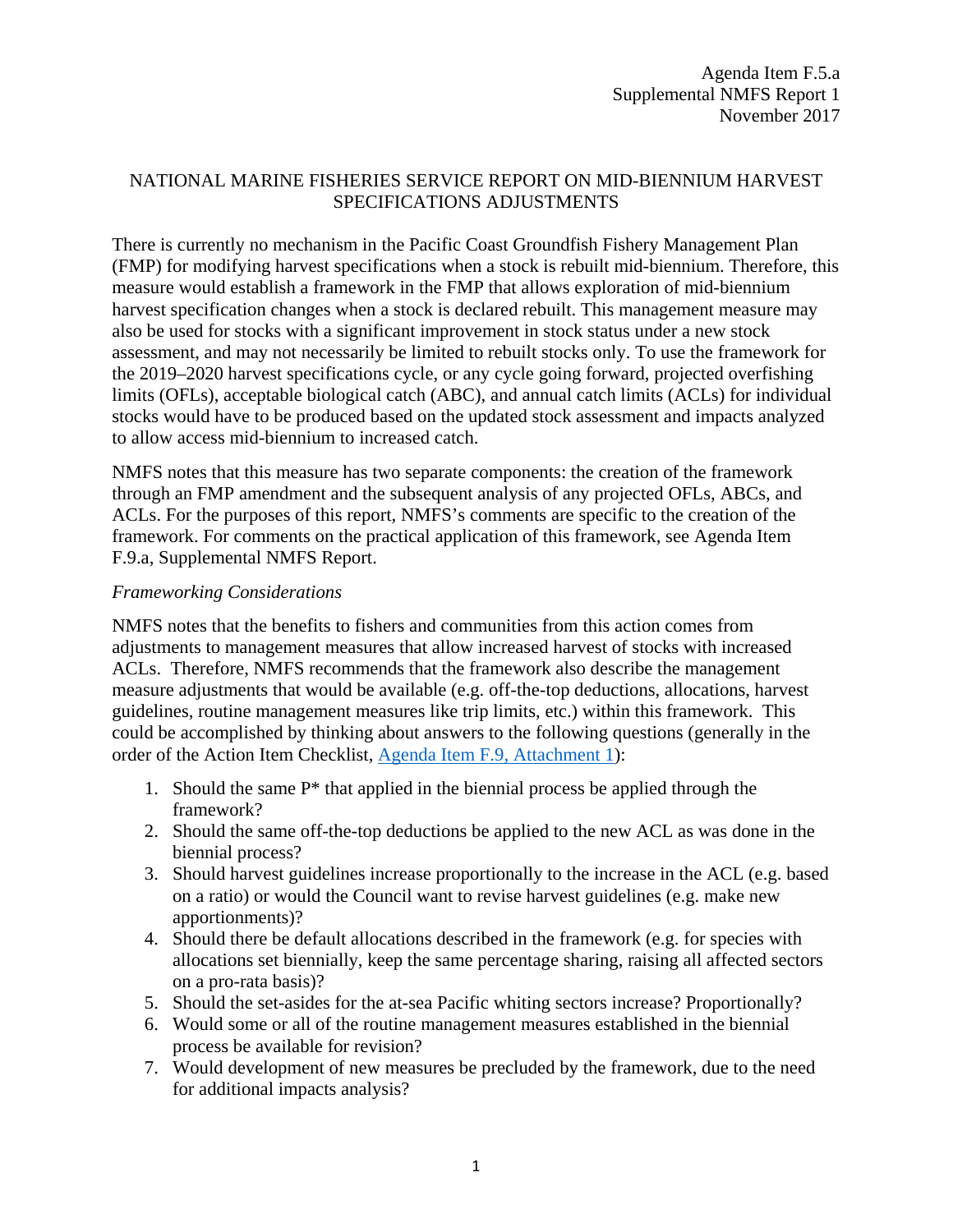Agenda Item F.5.a
Supplemental NMFS Report 1
November 2017

# NATIONAL MARINE FISHERIES SERVICE REPORT ON MID-BIENNIUM HARVEST SPECIFICATIONS ADJUSTMENTS

There is currently no mechanism in the Pacific Coast Groundfish Fishery Management Plan (FMP) for modifying harvest specifications when a stock is rebuilt mid-biennium. Therefore, this measure would establish a framework in the FMP that allows exploration of mid-biennium harvest specification changes when a stock is declared rebuilt. This management measure may also be used for stocks with a significant improvement in stock status under a new stock assessment, and may not necessarily be limited to rebuilt stocks only. To use the framework for the 2019–2020 harvest specifications cycle, or any cycle going forward, projected overfishing limits (OFLs), acceptable biological catch (ABC), and annual catch limits (ACLs) for individual stocks would have to be produced based on the updated stock assessment and impacts analyzed to allow access mid-biennium to increased catch.

NMFS notes that this measure has two separate components: the creation of the framework through an FMP amendment and the subsequent analysis of any projected OFLs, ABCs, and ACLs. For the purposes of this report, NMFS's comments are specific to the creation of the framework. For comments on the practical application of this framework, see Agenda Item F.9.a, Supplemental NMFS Report.

*Frameworking Considerations*

NMFS notes that the benefits to fishers and communities from this action comes from adjustments to management measures that allow increased harvest of stocks with increased ACLs. Therefore, NMFS recommends that the framework also describe the management measure adjustments that would be available (e.g. off-the-top deductions, allocations, harvest guidelines, routine management measures like trip limits, etc.) within this framework. This could be accomplished by thinking about answers to the following questions (generally in the order of the Action Item Checklist, Agenda Item F.9, Attachment 1):

1. Should the same P* that applied in the biennial process be applied through the framework?
2. Should the same off-the-top deductions be applied to the new ACL as was done in the biennial process?
3. Should harvest guidelines increase proportionally to the increase in the ACL (e.g. based on a ratio) or would the Council want to revise harvest guidelines (e.g. make new apportionments)?
4. Should there be default allocations described in the framework (e.g. for species with allocations set biennially, keep the same percentage sharing, raising all affected sectors on a pro-rata basis)?
5. Should the set-asides for the at-sea Pacific whiting sectors increase? Proportionally?
6. Would some or all of the routine management measures established in the biennial process be available for revision?
7. Would development of new measures be precluded by the framework, due to the need for additional impacts analysis?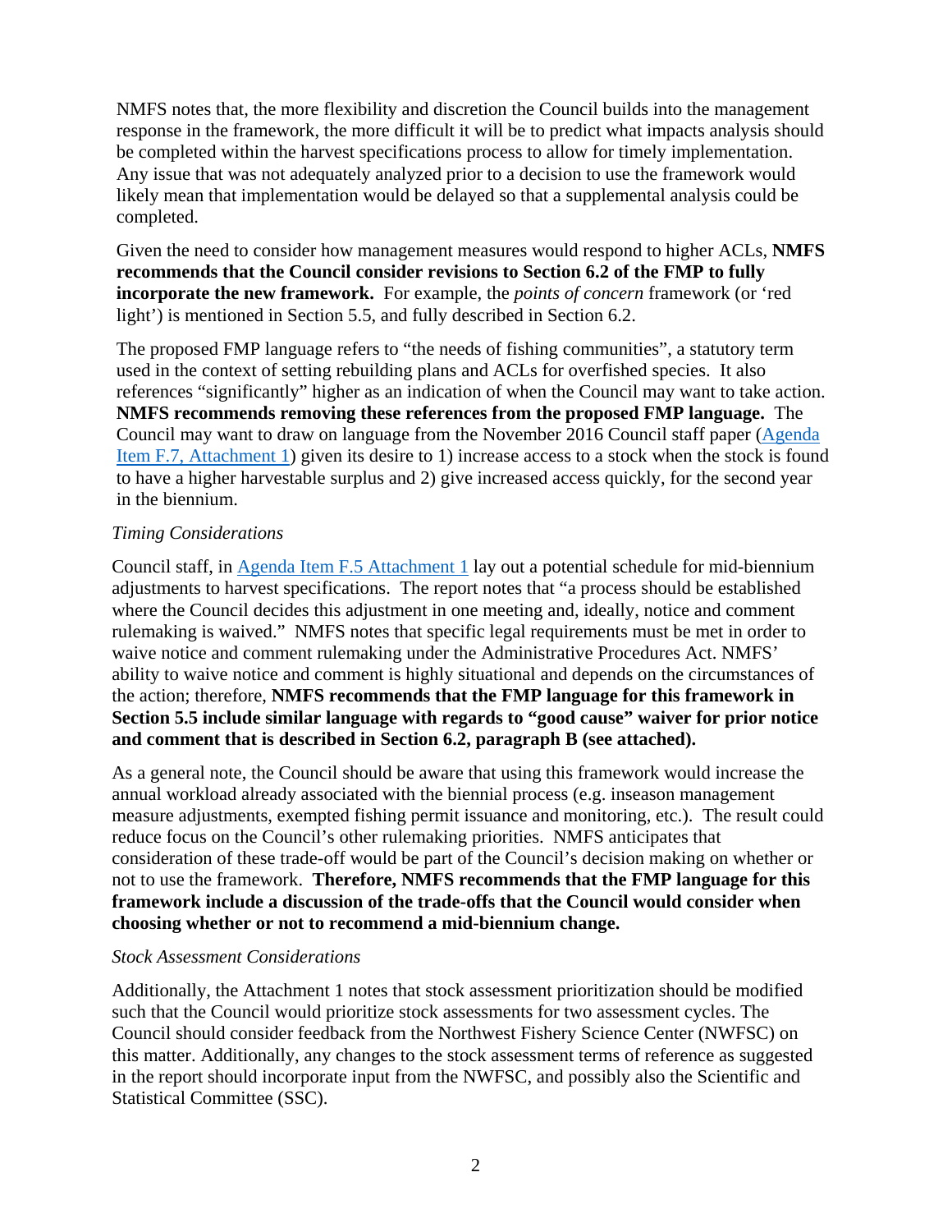NMFS notes that, the more flexibility and discretion the Council builds into the management response in the framework, the more difficult it will be to predict what impacts analysis should be completed within the harvest specifications process to allow for timely implementation. Any issue that was not adequately analyzed prior to a decision to use the framework would likely mean that implementation would be delayed so that a supplemental analysis could be completed.

Given the need to consider how management measures would respond to higher ACLs, **NMFS recommends that the Council consider revisions to Section 6.2 of the FMP to fully incorporate the new framework.** For example, the *points of concern* framework (or 'red light') is mentioned in Section 5.5, and fully described in Section 6.2.

The proposed FMP language refers to "the needs of fishing communities", a statutory term used in the context of setting rebuilding plans and ACLs for overfished species. It also references "significantly" higher as an indication of when the Council may want to take action. **NMFS recommends removing these references from the proposed FMP language.** The Council may want to draw on language from the November 2016 Council staff paper (Agenda Item F.7, Attachment 1) given its desire to 1) increase access to a stock when the stock is found to have a higher harvestable surplus and 2) give increased access quickly, for the second year in the biennium.

*Timing Considerations*

Council staff, in Agenda Item F.5 Attachment 1 lay out a potential schedule for mid-biennium adjustments to harvest specifications. The report notes that "a process should be established where the Council decides this adjustment in one meeting and, ideally, notice and comment rulemaking is waived." NMFS notes that specific legal requirements must be met in order to waive notice and comment rulemaking under the Administrative Procedures Act. NMFS' ability to waive notice and comment is highly situational and depends on the circumstances of the action; therefore, **NMFS recommends that the FMP language for this framework in Section 5.5 include similar language with regards to "good cause" waiver for prior notice and comment that is described in Section 6.2, paragraph B (see attached).**

As a general note, the Council should be aware that using this framework would increase the annual workload already associated with the biennial process (e.g. inseason management measure adjustments, exempted fishing permit issuance and monitoring, etc.). The result could reduce focus on the Council's other rulemaking priorities. NMFS anticipates that consideration of these trade-off would be part of the Council's decision making on whether or not to use the framework. **Therefore, NMFS recommends that the FMP language for this framework include a discussion of the trade-offs that the Council would consider when choosing whether or not to recommend a mid-biennium change.**

*Stock Assessment Considerations*

Additionally, the Attachment 1 notes that stock assessment prioritization should be modified such that the Council would prioritize stock assessments for two assessment cycles. The Council should consider feedback from the Northwest Fishery Science Center (NWFSC) on this matter. Additionally, any changes to the stock assessment terms of reference as suggested in the report should incorporate input from the NWFSC, and possibly also the Scientific and Statistical Committee (SSC).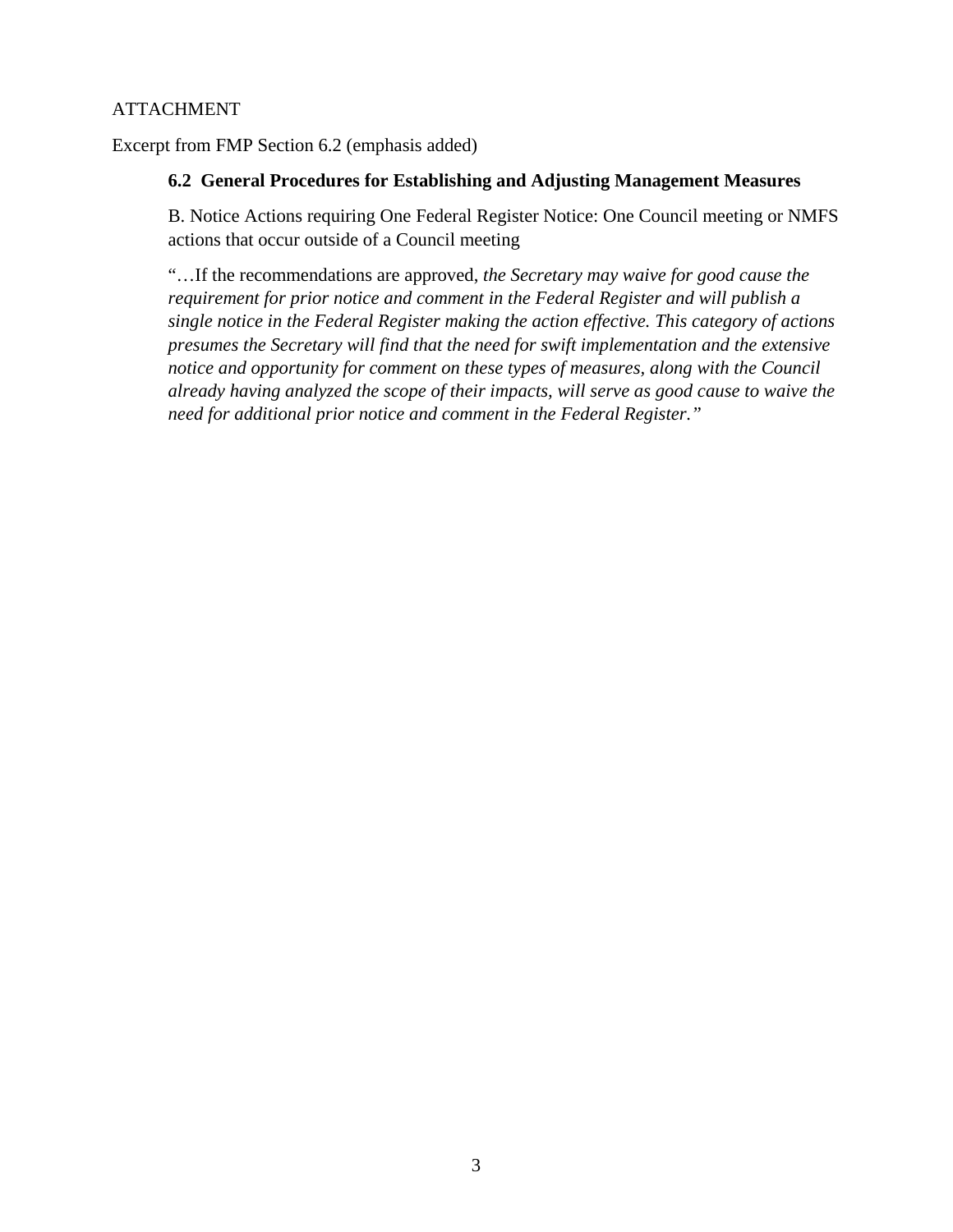ATTACHMENT

Excerpt from FMP Section 6.2 (emphasis added)

**6.2 General Procedures for Establishing and Adjusting Management Measures**

B. Notice Actions requiring One Federal Register Notice: One Council meeting or NMFS actions that occur outside of a Council meeting

"…If the recommendations are approved, *the Secretary may waive for good cause the requirement for prior notice and comment in the Federal Register and will publish a single notice in the Federal Register making the action effective. This category of actions presumes the Secretary will find that the need for swift implementation and the extensive notice and opportunity for comment on these types of measures, along with the Council already having analyzed the scope of their impacts, will serve as good cause to waive the need for additional prior notice and comment in the Federal Register."*